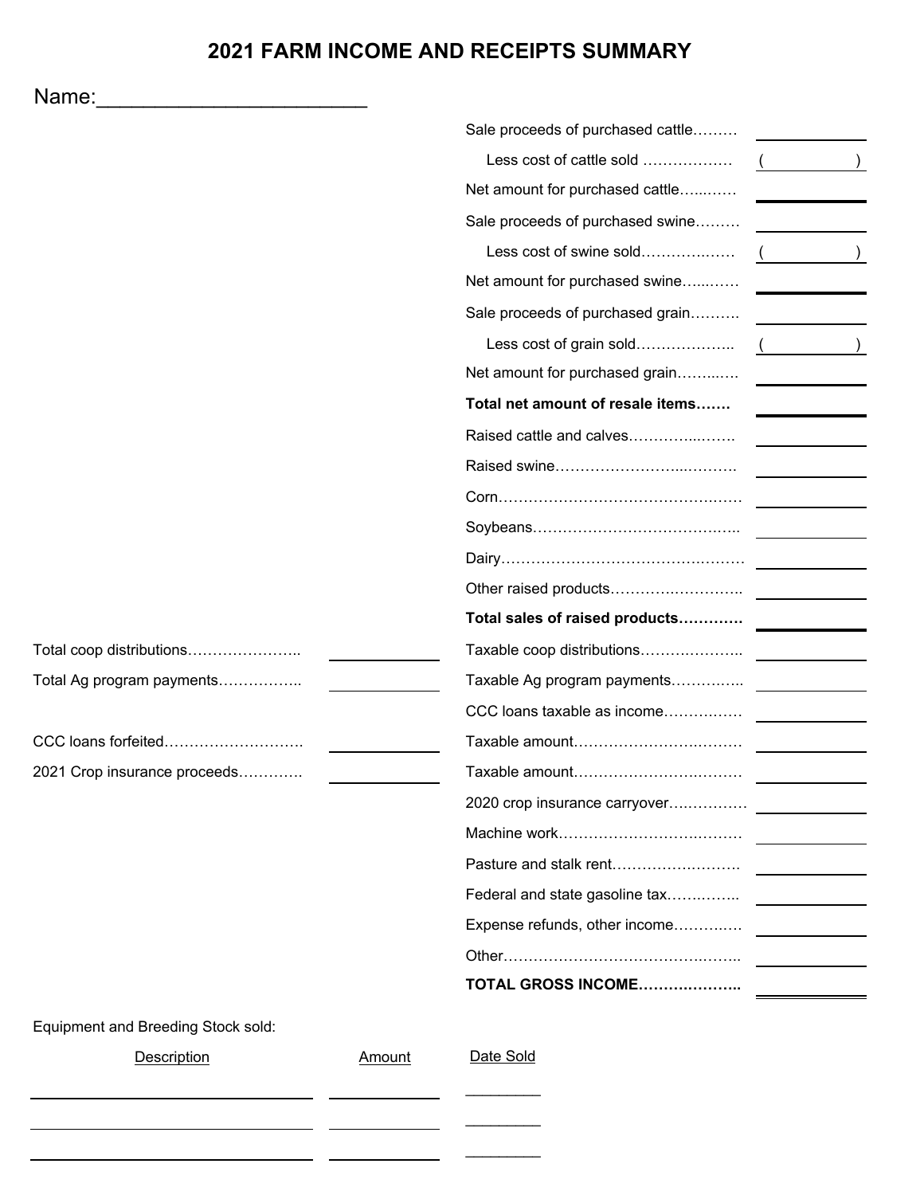# 2021 FARM INCOME AND RECEIPTS SUMMARY

Name:________________________

| | | | |
|---|---|---|---|
| | | Sale proceeds of purchased cattle……… | ________ |
| | | Less cost of cattle sold ……………… | ( ) |
| | | Net amount for purchased cattle…...…… | ________ |
| | | Sale proceeds of purchased swine……… | ________ |
| | | Less cost of swine sold……………..…… | ( ) |
| | | Net amount for purchased swine…...…… | ________ |
| | | Sale proceeds of purchased grain………. | ________ |
| | | Less cost of grain sold……………….. | ( ) |
| | | Net amount for purchased grain……..…. | ________ |
| | | **Total net amount of resale items…….** | ________ |
| | | Raised cattle and calves…………...…….. | ________ |
| | | Raised swine…………………...………. | ________ |
| | | Corn………………………………….…… | ________ |
| | | Soybeans…………………….………….... | ________ |
| | | Dairy……………………………….……… | ________ |
| | | Other raised products……….………….. | ________ |
| | | **Total sales of raised products…………** | ________ |
| Total coop distributions………………….. | ________ | Taxable coop distributions……….……….. | ________ |
| Total Ag program payments…………….. | ________ | Taxable Ag program payments………….. | ________ |
| | | CCC loans taxable as income…………… | ________ |
| CCC loans forfeited………………………. | ________ | Taxable amount……………………..……. | ________ |
| 2021 Crop insurance proceeds…………. | ________ | Taxable amount……………………..……. | ________ |
| | | 2020 crop insurance carryover…..………… | ________ |
| | | Machine work……………………….……… | ________ |
| | | Pasture and stalk rent…………….………. | ________ |
| | | Federal and state gasoline tax……..…….. | ________ |
| | | Expense refunds, other income……….…. | ________ |
| | | Other……………………………….…….. | ________ |
| | | **TOTAL GROSS INCOME……….………..** | ________ |

Equipment and Breeding Stock sold:

| Description | Amount | Date Sold |
|---|---|---|
| | | |
| | | |
| | | |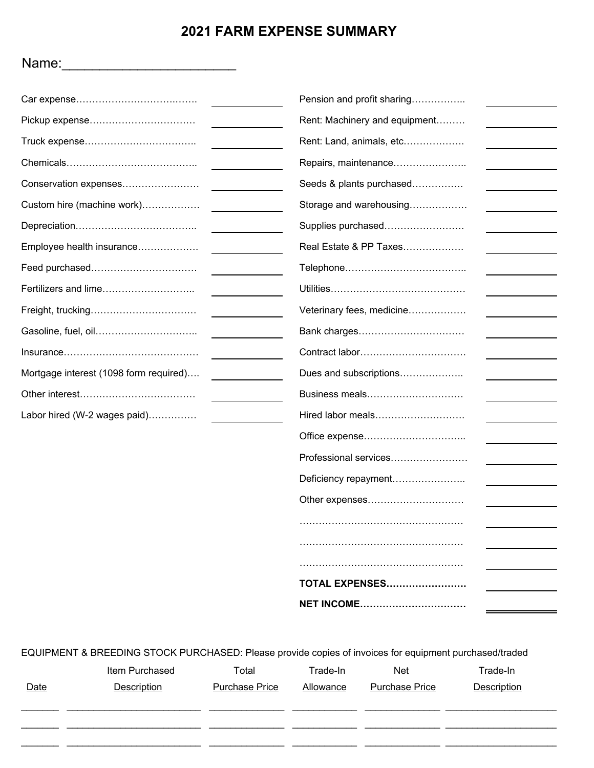# 2021 FARM EXPENSE SUMMARY

Name:________________________

| Expense | Amount |
| --- | --- |
| Car expense | |
| Pickup expense | |
| Truck expense | |
| Chemicals | |
| Conservation expenses | |
| Custom hire (machine work) | |
| Depreciation | |
| Employee health insurance | |
| Feed purchased | |
| Fertilizers and lime | |
| Freight, trucking | |
| Gasoline, fuel, oil | |
| Insurance | |
| Mortgage interest (1098 form required) | |
| Other interest | |
| Labor hired (W-2 wages paid) | |
| Pension and profit sharing | |
| Rent: Machinery and equipment | |
| Rent: Land, animals, etc. | |
| Repairs, maintenance | |
| Seeds & plants purchased | |
| Storage and warehousing | |
| Supplies purchased | |
| Real Estate & PP Taxes | |
| Telephone | |
| Utilities | |
| Veterinary fees, medicine | |
| Bank charges | |
| Contract labor | |
| Dues and subscriptions | |
| Business meals | |
| Hired labor meals | |
| Office expense | |
| Professional services | |
| Deficiency repayment | |
| Other expenses | |
| | |
| | |
| | |
| **TOTAL EXPENSES** | |
| **NET INCOME** | |

EQUIPMENT & BREEDING STOCK PURCHASED: Please provide copies of invoices for equipment purchased/traded

| Date | Item Purchased Description | Total Purchase Price | Trade-In Allowance | Net Purchase Price | Trade-In Description |
| --- | --- | --- | --- | --- | --- |
| | | | | | |
| | | | | | |
| | | | | | |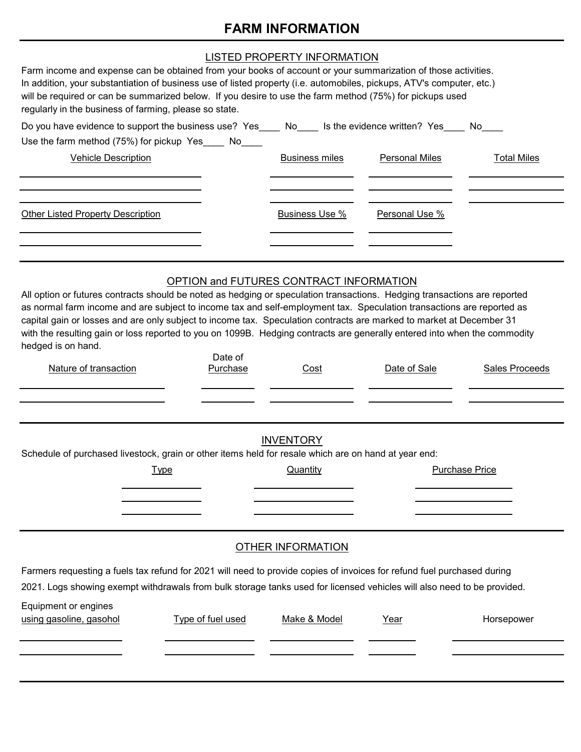# FARM INFORMATION

## LISTED PROPERTY INFORMATION

Farm income and expense can be obtained from your books of account or your summarization of those activities. In addition, your substantiation of business use of listed property (i.e. automobiles, pickups, ATV's computer, etc.) will be required or can be summarized below. If you desire to use the farm method (75%) for pickups used regularly in the business of farming, please so state.

Do you have evidence to support the business use? Yes____ No____ Is the evidence written? Yes____ No____

Use the farm method (75%) for pickup Yes____ No____

| Vehicle Description | Business miles | Personal Miles | Total Miles |
|---|---|---|---|
| | | | |
| | | | |
| | | | |

| Other Listed Property Description | Business Use % | Personal Use % |
|---|---|---|
| | | |
| | | |

## OPTION and FUTURES CONTRACT INFORMATION

All option or futures contracts should be noted as hedging or speculation transactions. Hedging transactions are reported as normal farm income and are subject to income tax and self-employment tax. Speculation transactions are reported as capital gain or losses and are only subject to income tax. Speculation contracts are marked to market at December 31 with the resulting gain or loss reported to you on 1099B. Hedging contracts are generally entered into when the commodity hedged is on hand.

| Nature of transaction | Date of Purchase | Cost | Date of Sale | Sales Proceeds |
|---|---|---|---|---|
| | | | | |
| | | | | |

## INVENTORY

Schedule of purchased livestock, grain or other items held for resale which are on hand at year end:

| Type | Quantity | Purchase Price |
|---|---|---|
| | | |
| | | |
| | | |

## OTHER INFORMATION

Farmers requesting a fuels tax refund for 2021 will need to provide copies of invoices for refund fuel purchased during 2021. Logs showing exempt withdrawals from bulk storage tanks used for licensed vehicles will also need to be provided.

| Equipment or engines using gasoline, gasohol | Type of fuel used | Make & Model | Year | Horsepower |
|---|---|---|---|---|
| | | | | |
| | | | | |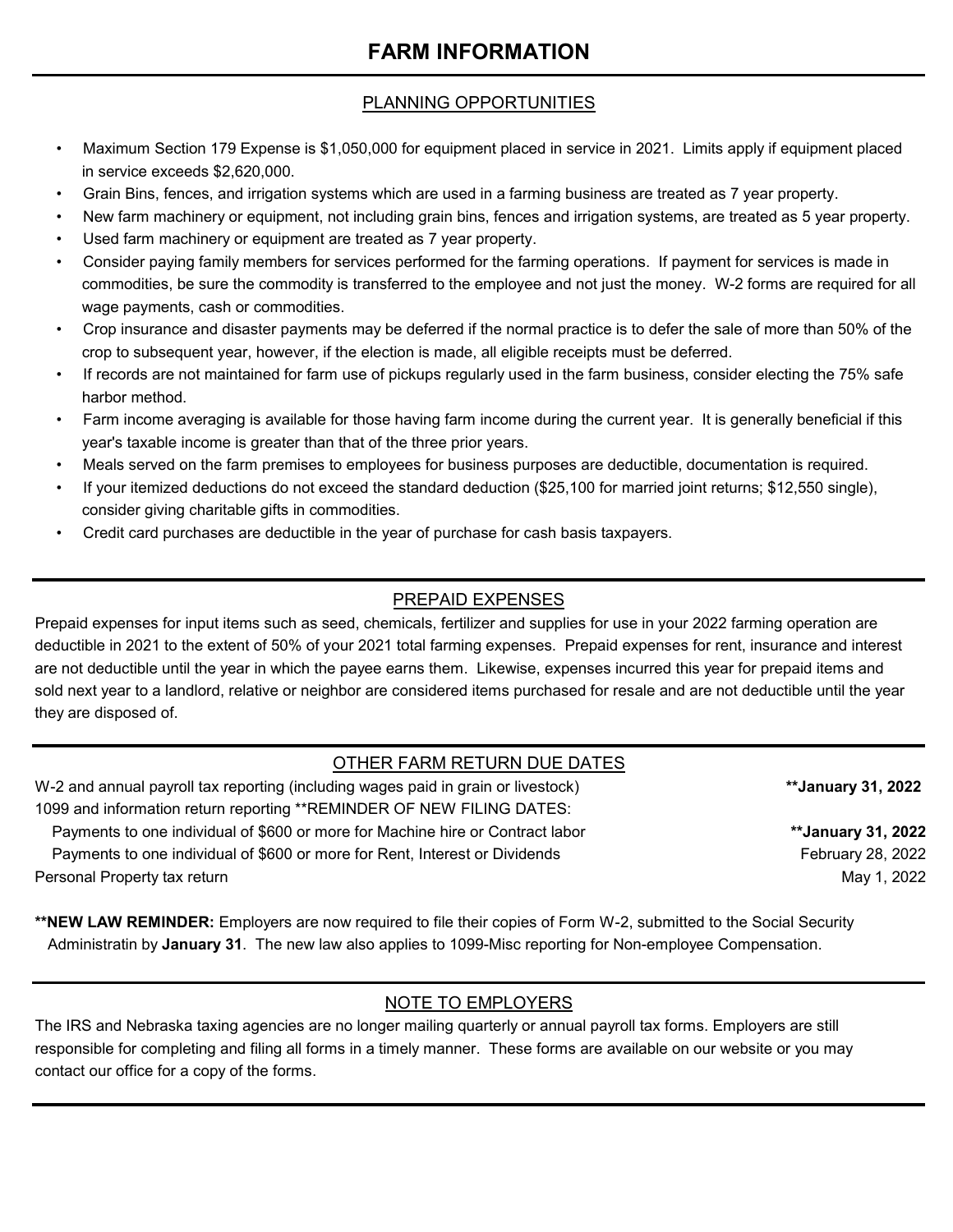# FARM INFORMATION

## PLANNING OPPORTUNITIES

- Maximum Section 179 Expense is $1,050,000 for equipment placed in service in 2021. Limits apply if equipment placed in service exceeds $2,620,000.
- Grain Bins, fences, and irrigation systems which are used in a farming business are treated as 7 year property.
- New farm machinery or equipment, not including grain bins, fences and irrigation systems, are treated as 5 year property.
- Used farm machinery or equipment are treated as 7 year property.
- Consider paying family members for services performed for the farming operations. If payment for services is made in commodities, be sure the commodity is transferred to the employee and not just the money. W-2 forms are required for all wage payments, cash or commodities.
- Crop insurance and disaster payments may be deferred if the normal practice is to defer the sale of more than 50% of the crop to subsequent year, however, if the election is made, all eligible receipts must be deferred.
- If records are not maintained for farm use of pickups regularly used in the farm business, consider electing the 75% safe harbor method.
- Farm income averaging is available for those having farm income during the current year. It is generally beneficial if this year's taxable income is greater than that of the three prior years.
- Meals served on the farm premises to employees for business purposes are deductible, documentation is required.
- If your itemized deductions do not exceed the standard deduction ($25,100 for married joint returns; $12,550 single), consider giving charitable gifts in commodities.
- Credit card purchases are deductible in the year of purchase for cash basis taxpayers.

## PREPAID EXPENSES

Prepaid expenses for input items such as seed, chemicals, fertilizer and supplies for use in your 2022 farming operation are deductible in 2021 to the extent of 50% of your 2021 total farming expenses. Prepaid expenses for rent, insurance and interest are not deductible until the year in which the payee earns them. Likewise, expenses incurred this year for prepaid items and sold next year to a landlord, relative or neighbor are considered items purchased for resale and are not deductible until the year they are disposed of.

## OTHER FARM RETURN DUE DATES

| | |
|---|---|
| W-2 and annual payroll tax reporting (including wages paid in grain or livestock) | **\*\*January 31, 2022** |
| 1099 and information return reporting \*\*REMINDER OF NEW FILING DATES: | |
| Payments to one individual of $600 or more for Machine hire or Contract labor | **\*\*January 31, 2022** |
| Payments to one individual of $600 or more for Rent, Interest or Dividends | February 28, 2022 |
| Personal Property tax return | May 1, 2022 |

**\*\*NEW LAW REMINDER:** Employers are now required to file their copies of Form W-2, submitted to the Social Security Administratin by **January 31**. The new law also applies to 1099-Misc reporting for Non-employee Compensation.

## NOTE TO EMPLOYERS

The IRS and Nebraska taxing agencies are no longer mailing quarterly or annual payroll tax forms. Employers are still responsible for completing and filing all forms in a timely manner. These forms are available on our website or you may contact our office for a copy of the forms.